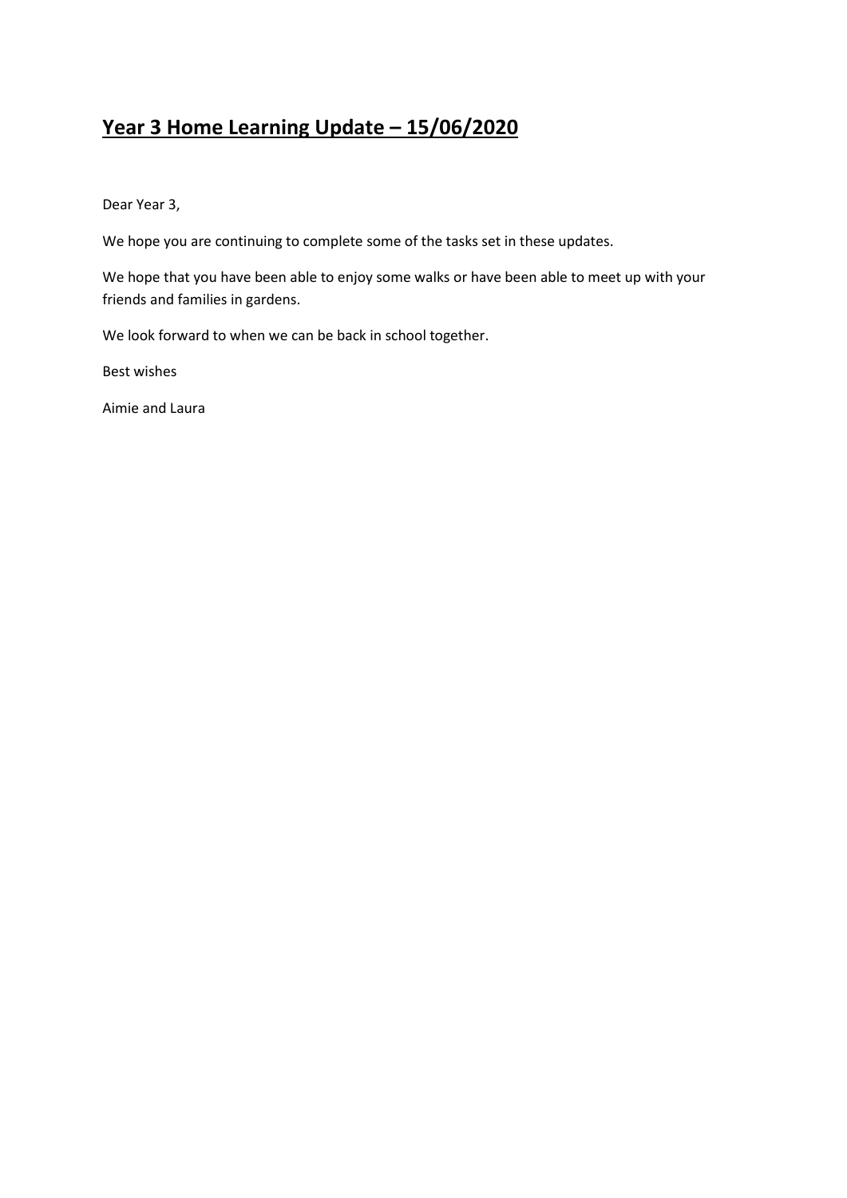# **Year 3 Home Learning Update – 15/06/2020**

Dear Year 3,

We hope you are continuing to complete some of the tasks set in these updates.

We hope that you have been able to enjoy some walks or have been able to meet up with your friends and families in gardens.

We look forward to when we can be back in school together.

Best wishes

Aimie and Laura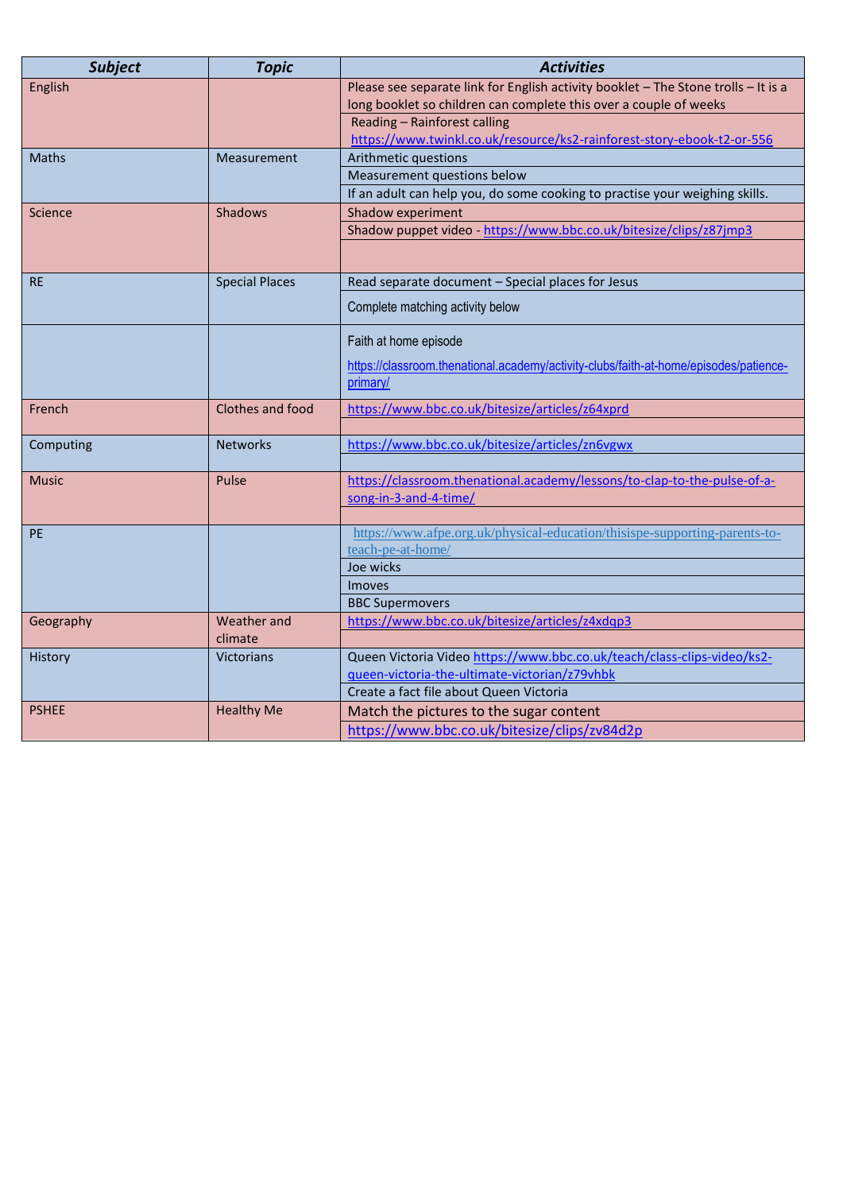| ***Subject*** | ***Topic*** | ***Activities*** |
|---|---|---|
| English | | Please see separate link for English activity booklet – The Stone trolls – It is a long booklet so children can complete this over a couple of weeks |
| | | Reading – Rainforest calling https://www.twinkl.co.uk/resource/ks2-rainforest-story-ebook-t2-or-556 |
| Maths | Measurement | Arithmetic questions |
| | | Measurement questions below |
| | | If an adult can help you, do some cooking to practise your weighing skills. |
| Science | Shadows | Shadow experiment |
| | | Shadow puppet video - https://www.bbc.co.uk/bitesize/clips/z87jmp3 |
| | | |
| RE | Special Places | Read separate document – Special places for Jesus |
| | | Complete matching activity below |
| | | Faith at home episode https://classroom.thenational.academy/activity-clubs/faith-at-home/episodes/patience-primary/ |
| French | Clothes and food | https://www.bbc.co.uk/bitesize/articles/z64xprd |
| | | |
| Computing | Networks | https://www.bbc.co.uk/bitesize/articles/zn6vgwx |
| | | |
| Music | Pulse | https://classroom.thenational.academy/lessons/to-clap-to-the-pulse-of-a-song-in-3-and-4-time/ |
| | | |
| PE | | https://www.afpe.org.uk/physical-education/thisispe-supporting-parents-to-teach-pe-at-home/ |
| | | Joe wicks |
| | | Imoves |
| | | BBC Supermovers |
| Geography | Weather and climate | https://www.bbc.co.uk/bitesize/articles/z4xdqp3 |
| | | |
| History | Victorians | Queen Victoria Video https://www.bbc.co.uk/teach/class-clips-video/ks2-queen-victoria-the-ultimate-victorian/z79vhbk |
| | | Create a fact file about Queen Victoria |
| PSHEE | Healthy Me | Match the pictures to the sugar content |
| | | https://www.bbc.co.uk/bitesize/clips/zv84d2p |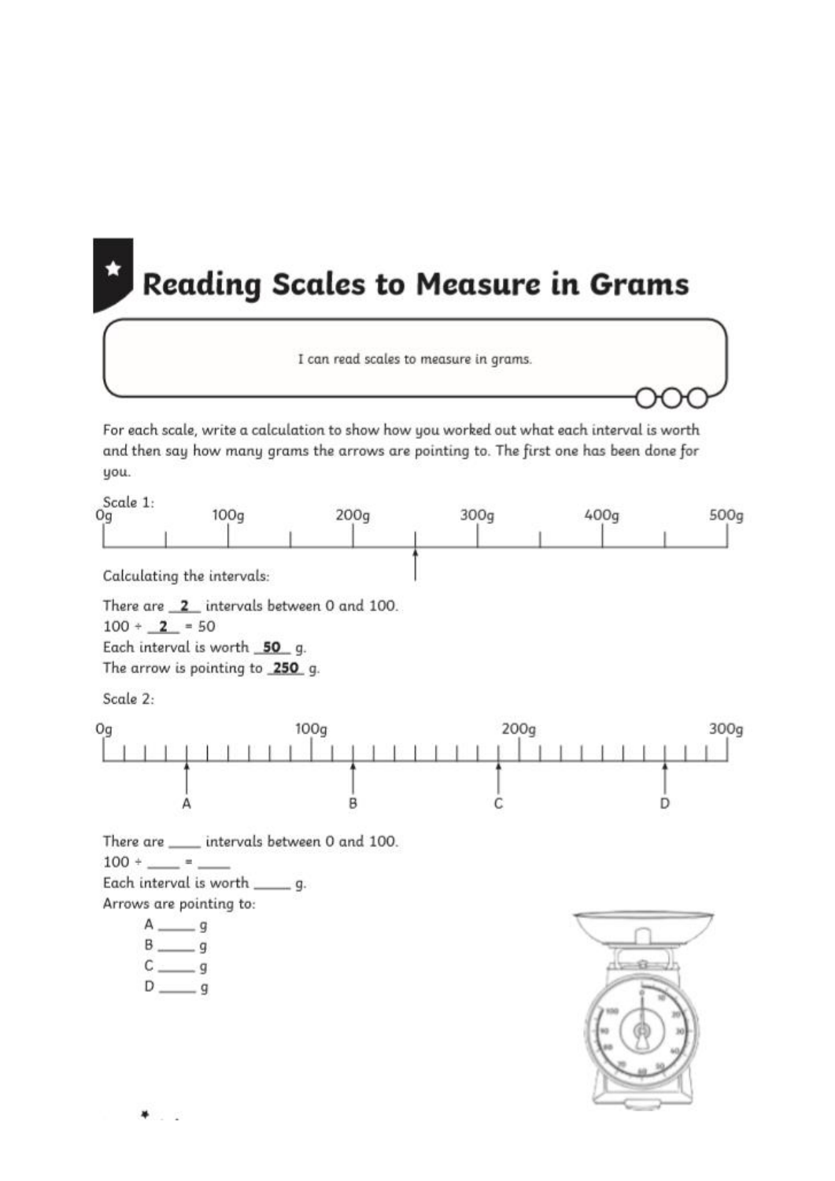# Reading Scales to Measure in Grams

I can read scales to measure in grams.

For each scale, write a calculation to show how you worked out what each interval is worth and then say how many grams the arrows are pointing to. The first one has been done for you.

Scale 1:

0g 100g 200g 300g 400g 500g

Calculating the intervals:

There are **2** intervals between 0 and 100.
100 ÷ **2** = 50
Each interval is worth **50** g.
The arrow is pointing to **250** g.

Scale 2:

0g 100g 200g 300g

A B C D

There are ____ intervals between 0 and 100.
100 ÷ ____ = ____
Each interval is worth ____ g.
Arrows are pointing to:

A ____ g
B ____ g
C ____ g
D ____ g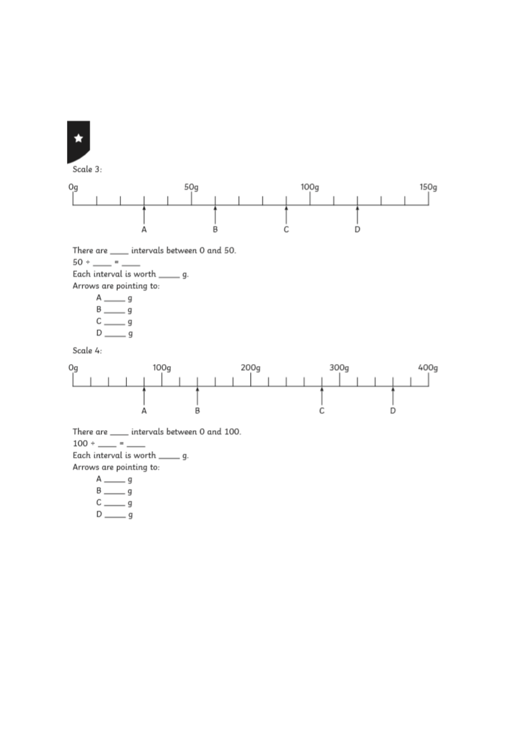★

Scale 3:

0g 50g 100g 150g

A B C D

There are ____ intervals between 0 and 50.

50 ÷ ____ = ____

Each interval is worth _____ g.

Arrows are pointing to:

- A _____ g
- B _____ g
- C _____ g
- D _____ g

Scale 4:

0g 100g 200g 300g 400g

A B C D

There are ____ intervals between 0 and 100.

100 ÷ ____ = ____

Each interval is worth _____ g.

Arrows are pointing to:

- A _____ g
- B _____ g
- C _____ g
- D _____ g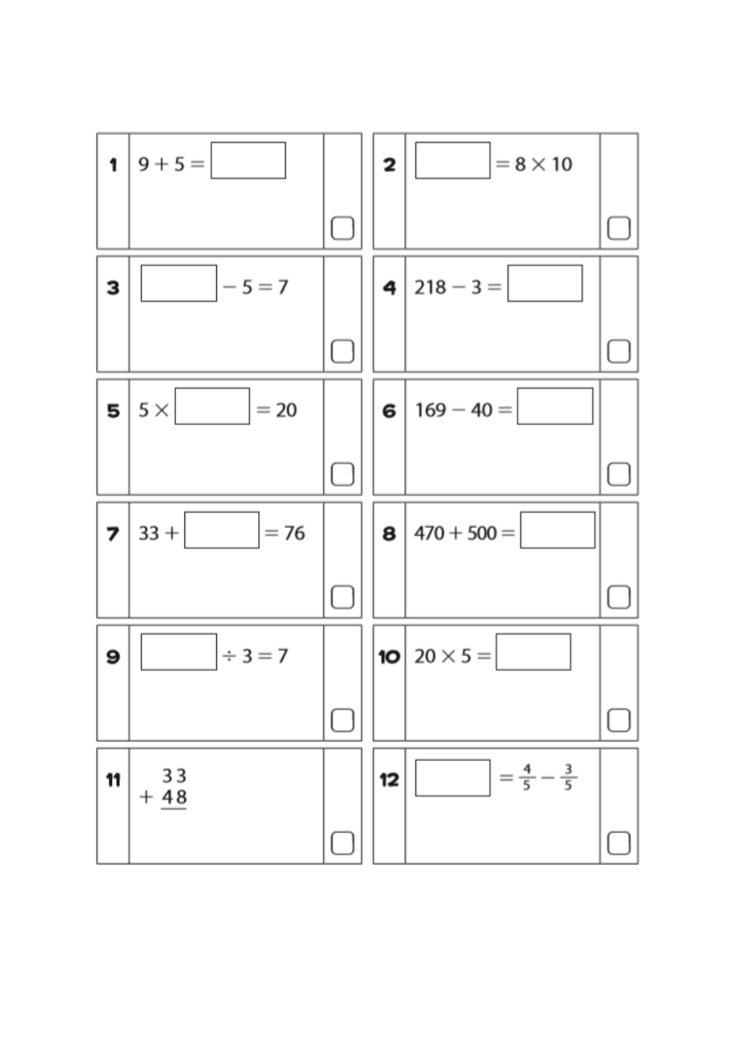**1** $9 + 5 = \square$

**2** $\square = 8 \times 10$

**3** $\square - 5 = 7$

**4** $218 - 3 = \square$

**5** $5 \times \square = 20$

**6** $169 - 40 = \square$

**7** $33 + \square = 76$

**8** $470 + 500 = \square$

**9** $\square \div 3 = 7$

**10** $20 \times 5 = \square$

**11**

$$\begin{array}{r} 33 \\ +\ 48 \\ \hline \end{array}$$

**12** $\square = \frac{4}{5} - \frac{3}{5}$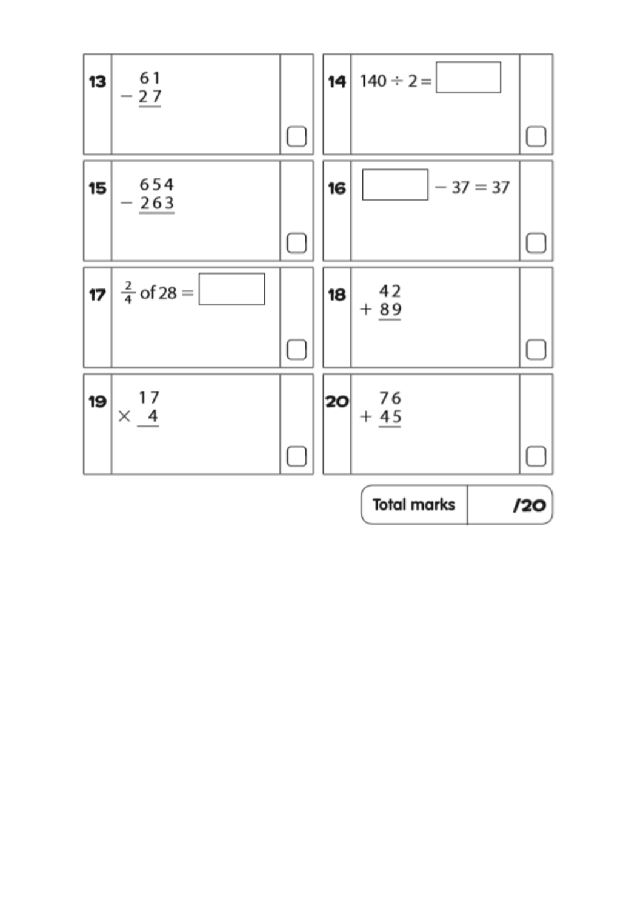**13**

$$\begin{array}{r} 61 \\ -\ 27 \\ \hline \end{array}$$

**14** $140 \div 2 = \square$

**15**

$$\begin{array}{r} 654 \\ -\ 263 \\ \hline \end{array}$$

**16** $\square - 37 = 37$

**17** $\frac{2}{4}$ of $28 = \square$

**18**

$$\begin{array}{r} 42 \\ +\ 89 \\ \hline \end{array}$$

**19**

$$\begin{array}{r} 17 \\ \times\ 4 \\ \hline \end{array}$$

**20**

$$\begin{array}{r} 76 \\ +\ 45 \\ \hline \end{array}$$

| Total marks | /20 |
| --- | --- |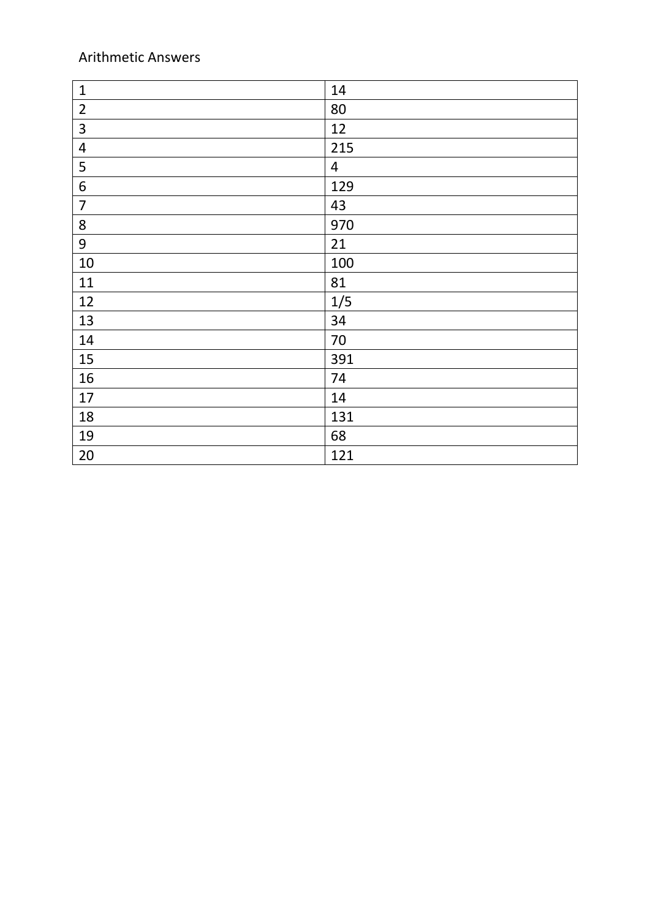Arithmetic Answers

| | |
|---|---|
| 1 | 14 |
| 2 | 80 |
| 3 | 12 |
| 4 | 215 |
| 5 | 4 |
| 6 | 129 |
| 7 | 43 |
| 8 | 970 |
| 9 | 21 |
| 10 | 100 |
| 11 | 81 |
| 12 | 1/5 |
| 13 | 34 |
| 14 | 70 |
| 15 | 391 |
| 16 | 74 |
| 17 | 14 |
| 18 | 131 |
| 19 | 68 |
| 20 | 121 |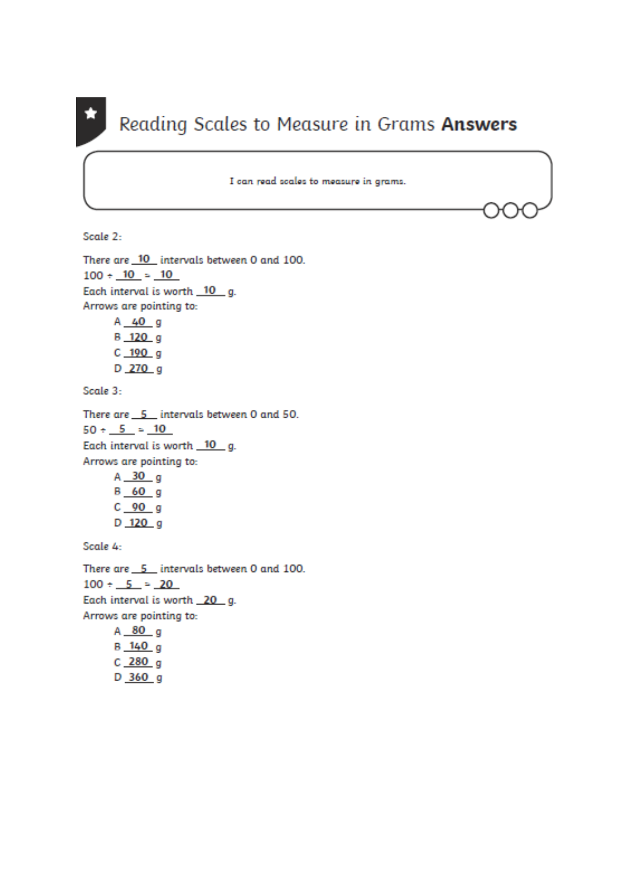# Reading Scales to Measure in Grams **Answers**

I can read scales to measure in grams.

Scale 2:

There are 10 intervals between 0 and 100.
100 ÷ 10 = 10
Each interval is worth 10 g.
Arrows are pointing to:

- A 40 g
- B 120 g
- C 190 g
- D 270 g

Scale 3:

There are 5 intervals between 0 and 50.
50 ÷ 5 = 10
Each interval is worth 10 g.
Arrows are pointing to:

- A 30 g
- B 60 g
- C 90 g
- D 120 g

Scale 4:

There are 5 intervals between 0 and 100.
100 ÷ 5 = 20
Each interval is worth 20 g.
Arrows are pointing to:

- A 80 g
- B 140 g
- C 280 g
- D 360 g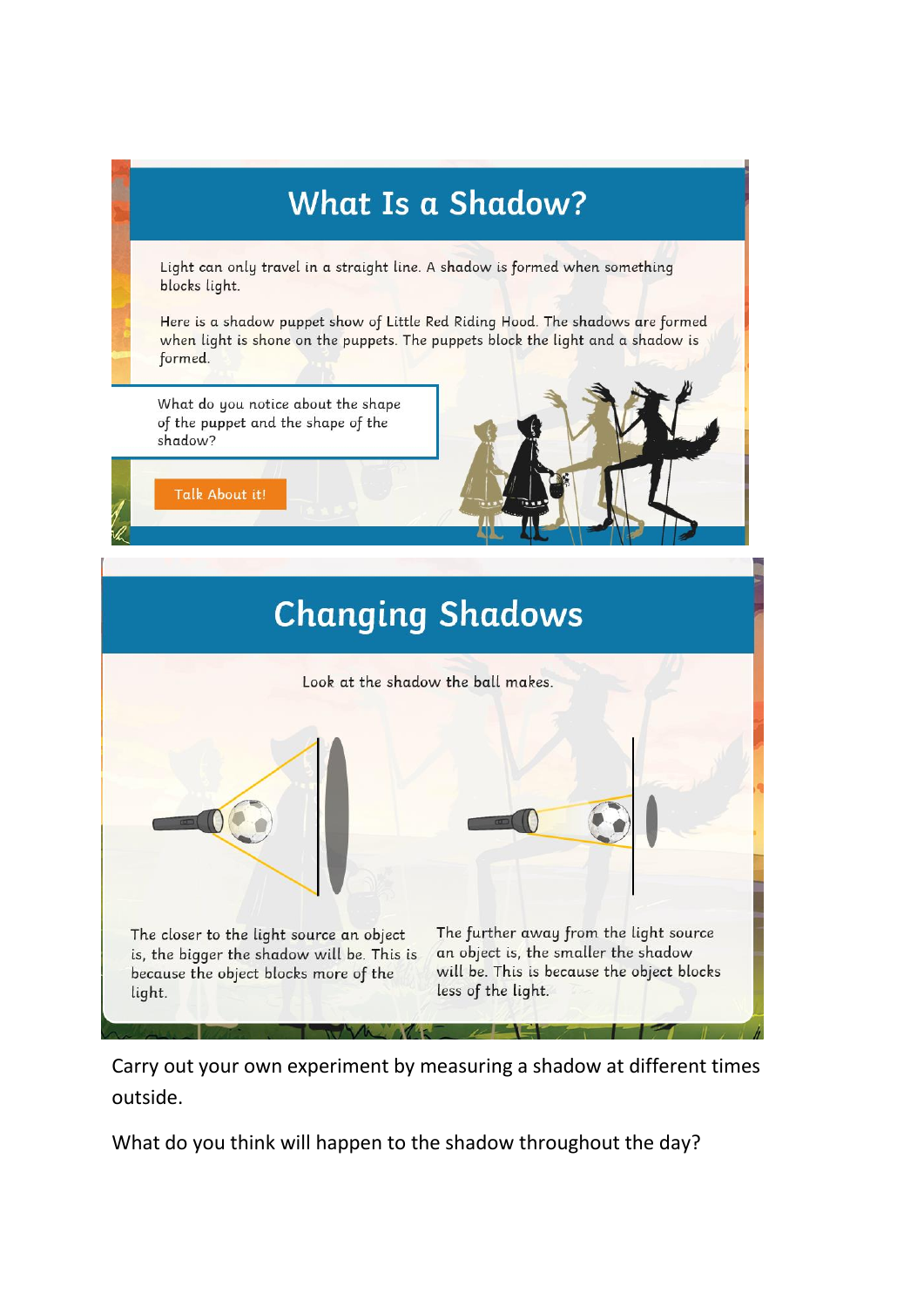# What Is a Shadow?

Light can only travel in a straight line. A shadow is formed when something blocks light.

Here is a shadow puppet show of Little Red Riding Hood. The shadows are formed when light is shone on the puppets. The puppets block the light and a shadow is formed.

What do you notice about the shape of the puppet and the shape of the shadow?

Talk About it!

# Changing Shadows

Look at the shadow the ball makes.

The closer to the light source an object is, the bigger the shadow will be. This is because the object blocks more of the light.

The further away from the light source an object is, the smaller the shadow will be. This is because the object blocks less of the light.

Carry out your own experiment by measuring a shadow at different times outside.

What do you think will happen to the shadow throughout the day?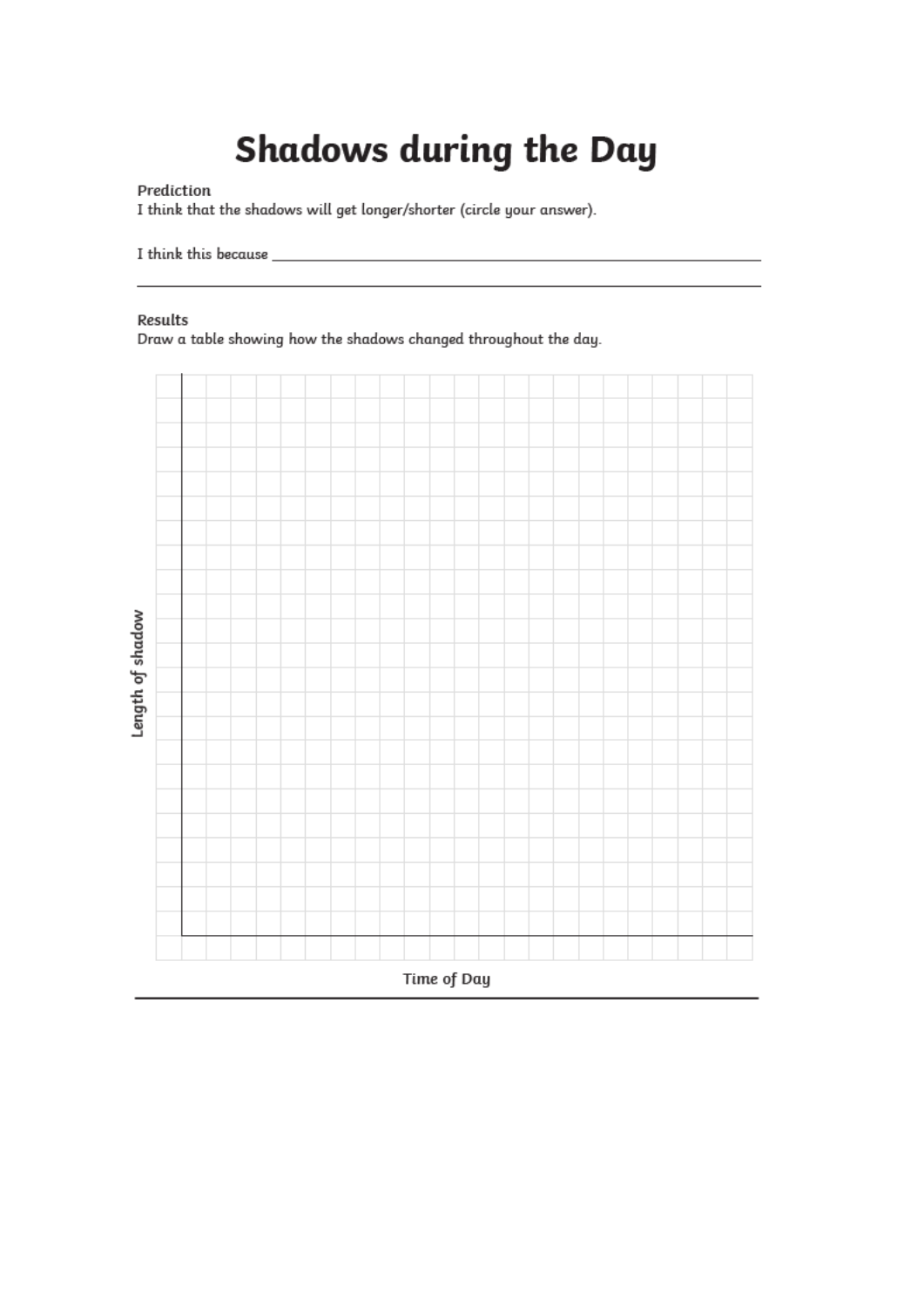# Shadows during the Day

**Prediction**

I think that the shadows will get longer/shorter (circle your answer).

I think this because ______________________________________________

______________________________________________

**Results**

Draw a table showing how the shadows changed throughout the day.

Length of shadow

Time of Day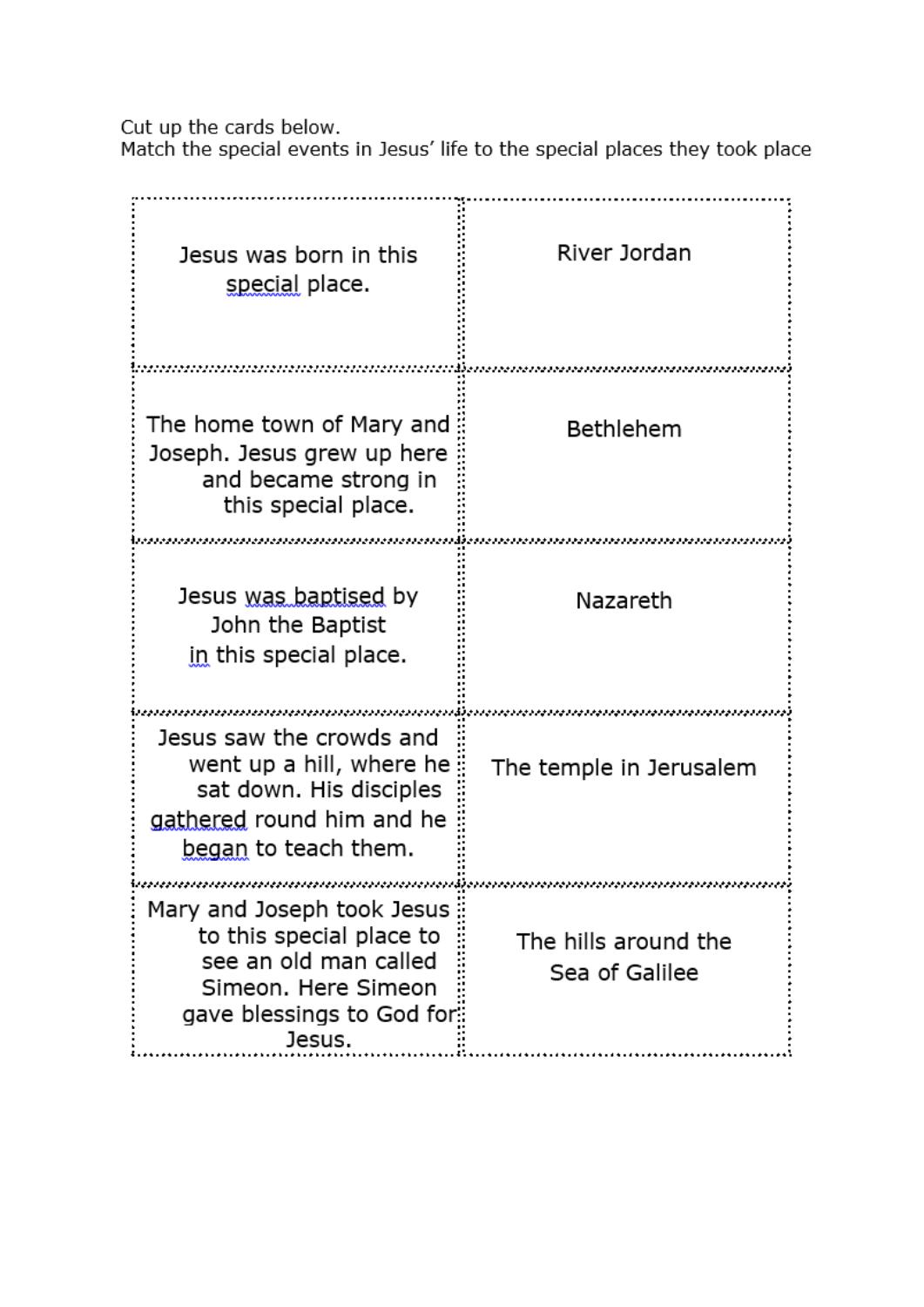Cut up the cards below.
Match the special events in Jesus' life to the special places they took place

| | |
|---|---|
| Jesus was born in this special place. | River Jordan |
| The home town of Mary and Joseph. Jesus grew up here and became strong in this special place. | Bethlehem |
| Jesus was baptised by John the Baptist in this special place. | Nazareth |
| Jesus saw the crowds and went up a hill, where he sat down. His disciples gathered round him and he began to teach them. | The temple in Jerusalem |
| Mary and Joseph took Jesus to this special place to see an old man called Simeon. Here Simeon gave blessings to God for Jesus. | The hills around the Sea of Galilee |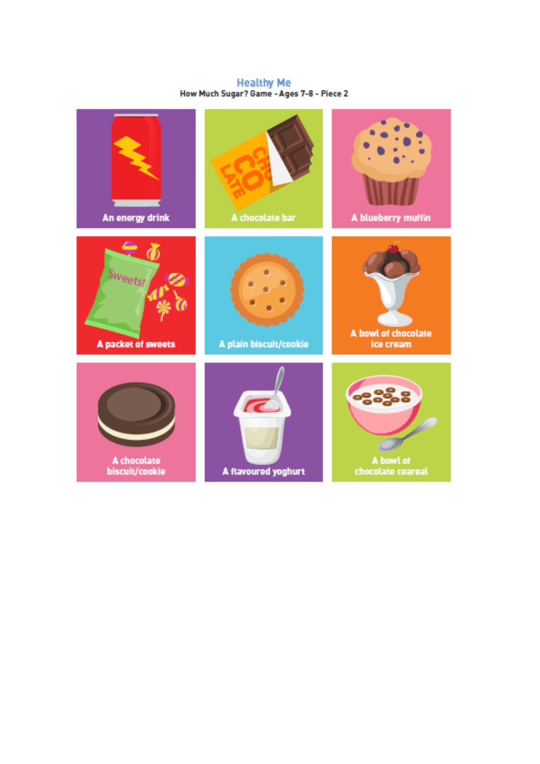# Healthy Me

How Much Sugar? Game - Ages 7-8 - Piece 2

| | | |
|---|---|---|
| An energy drink | A chocolate bar | A blueberry muffin |
| A packet of sweets | A plain biscuit/cookie | A bowl of chocolate ice cream |
| A chocolate biscuit/cookie | A flavoured yoghurt | A bowl of chocolate ceareal |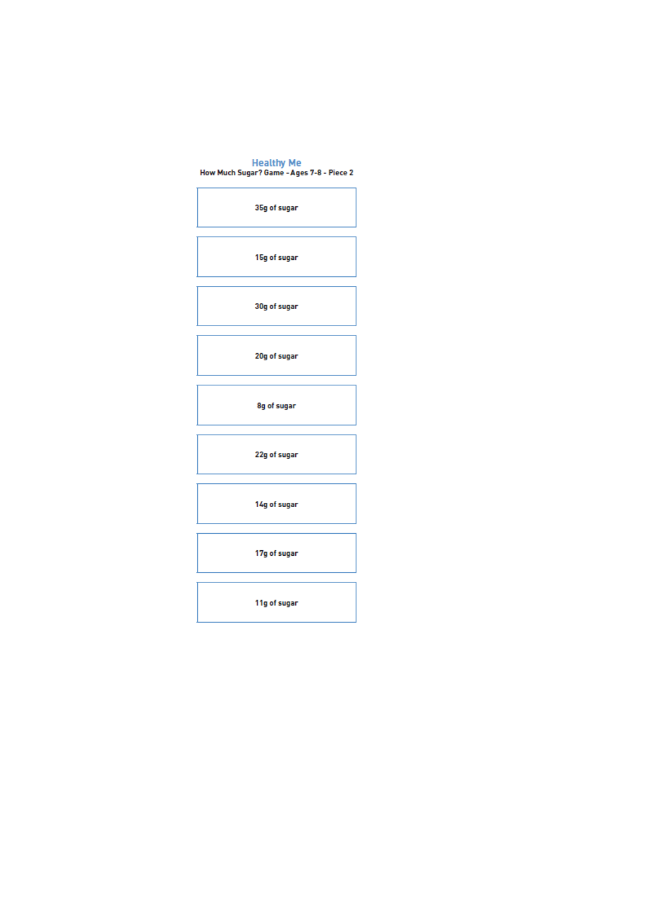## Healthy Me

How Much Sugar? Game - Ages 7-8 - Piece 2

| |
|---|
| 35g of sugar |
| 15g of sugar |
| 30g of sugar |
| 20g of sugar |
| 8g of sugar |
| 22g of sugar |
| 14g of sugar |
| 17g of sugar |
| 11g of sugar |